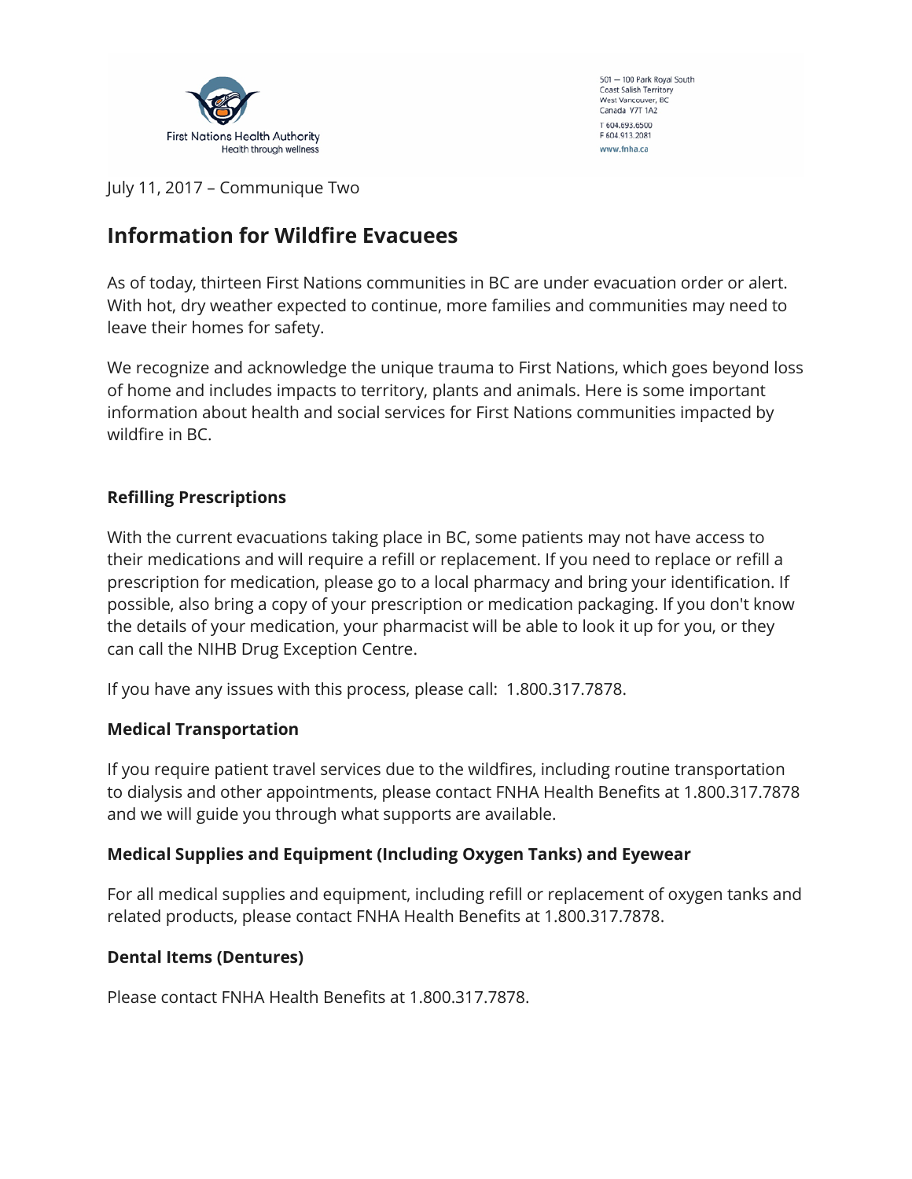First Nations Health Authority
Health through wellness

501 — 100 Park Royal South
Coast Salish Territory
West Vancouver, BC
Canada V7T 1A2
T 604.693.6500
F 604.913.2081
www.fnha.ca

July 11, 2017 – Communique Two

# Information for Wildfire Evacuees

As of today, thirteen First Nations communities in BC are under evacuation order or alert. With hot, dry weather expected to continue, more families and communities may need to leave their homes for safety.

We recognize and acknowledge the unique trauma to First Nations, which goes beyond loss of home and includes impacts to territory, plants and animals. Here is some important information about health and social services for First Nations communities impacted by wildfire in BC.

**Refilling Prescriptions**

With the current evacuations taking place in BC, some patients may not have access to their medications and will require a refill or replacement. If you need to replace or refill a prescription for medication, please go to a local pharmacy and bring your identification. If possible, also bring a copy of your prescription or medication packaging. If you don't know the details of your medication, your pharmacist will be able to look it up for you, or they can call the NIHB Drug Exception Centre.

If you have any issues with this process, please call: 1.800.317.7878.

**Medical Transportation**

If you require patient travel services due to the wildfires, including routine transportation to dialysis and other appointments, please contact FNHA Health Benefits at 1.800.317.7878 and we will guide you through what supports are available.

**Medical Supplies and Equipment (Including Oxygen Tanks) and Eyewear**

For all medical supplies and equipment, including refill or replacement of oxygen tanks and related products, please contact FNHA Health Benefits at 1.800.317.7878.

**Dental Items (Dentures)**

Please contact FNHA Health Benefits at 1.800.317.7878.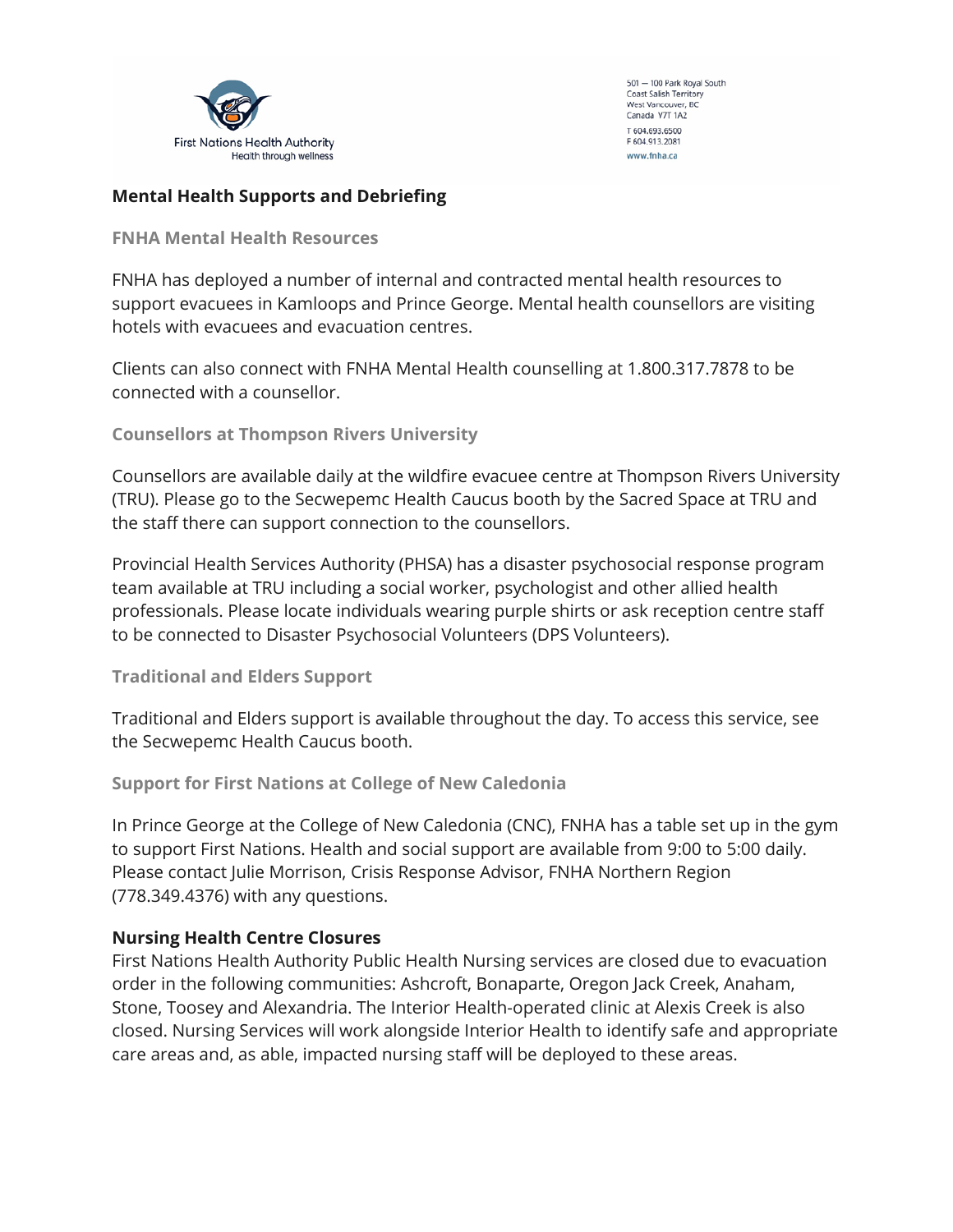## Mental Health Supports and Debriefing

### FNHA Mental Health Resources

FNHA has deployed a number of internal and contracted mental health resources to support evacuees in Kamloops and Prince George. Mental health counsellors are visiting hotels with evacuees and evacuation centres.

Clients can also connect with FNHA Mental Health counselling at 1.800.317.7878 to be connected with a counsellor.

### Counsellors at Thompson Rivers University

Counsellors are available daily at the wildfire evacuee centre at Thompson Rivers University (TRU). Please go to the Secwepemc Health Caucus booth by the Sacred Space at TRU and the staff there can support connection to the counsellors.

Provincial Health Services Authority (PHSA) has a disaster psychosocial response program team available at TRU including a social worker, psychologist and other allied health professionals. Please locate individuals wearing purple shirts or ask reception centre staff to be connected to Disaster Psychosocial Volunteers (DPS Volunteers).

### Traditional and Elders Support

Traditional and Elders support is available throughout the day. To access this service, see the Secwepemc Health Caucus booth.

### Support for First Nations at College of New Caledonia

In Prince George at the College of New Caledonia (CNC), FNHA has a table set up in the gym to support First Nations. Health and social support are available from 9:00 to 5:00 daily. Please contact Julie Morrison, Crisis Response Advisor, FNHA Northern Region (778.349.4376) with any questions.

## Nursing Health Centre Closures

First Nations Health Authority Public Health Nursing services are closed due to evacuation order in the following communities: Ashcroft, Bonaparte, Oregon Jack Creek, Anaham, Stone, Toosey and Alexandria. The Interior Health-operated clinic at Alexis Creek is also closed. Nursing Services will work alongside Interior Health to identify safe and appropriate care areas and, as able, impacted nursing staff will be deployed to these areas.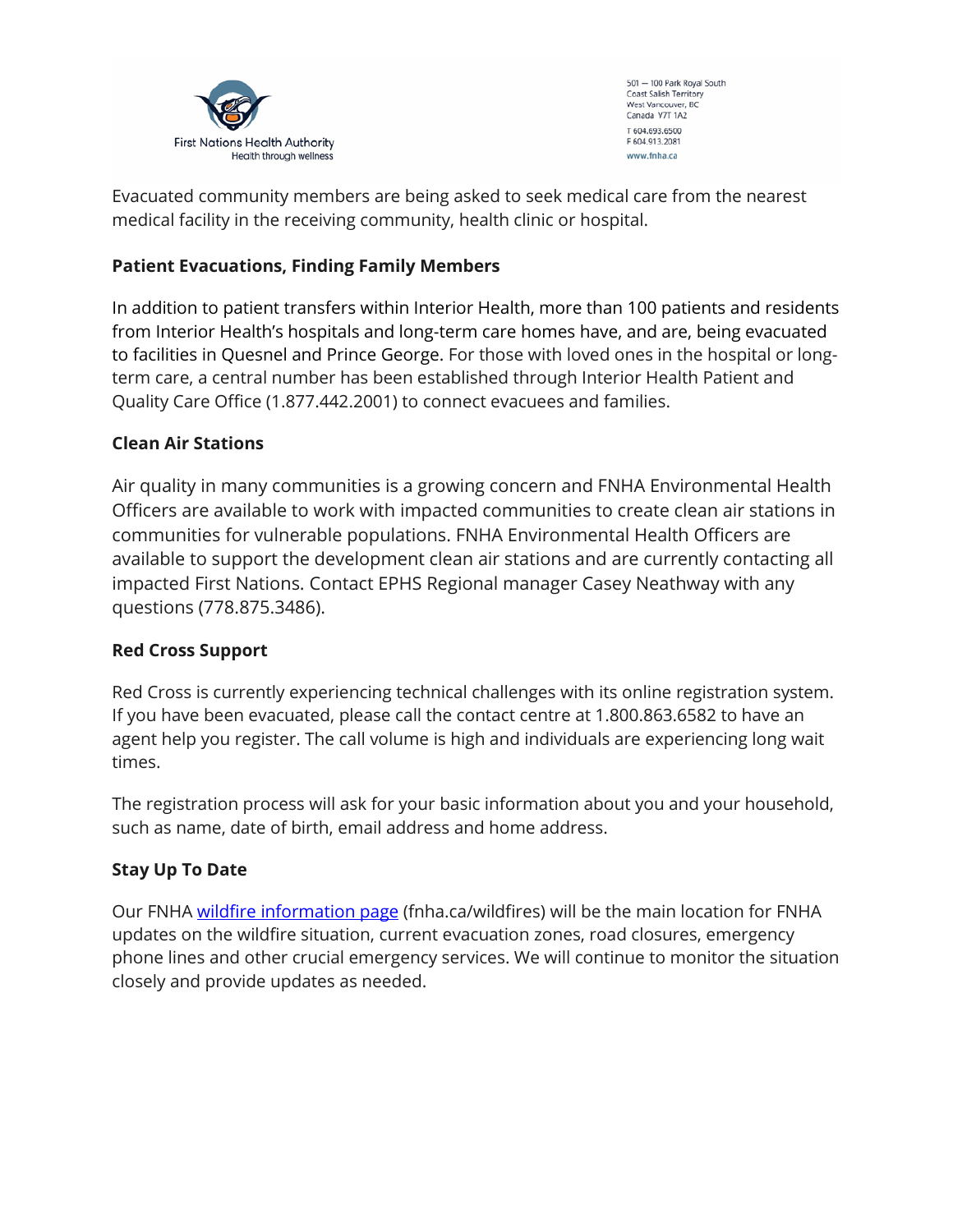Evacuated community members are being asked to seek medical care from the nearest medical facility in the receiving community, health clinic or hospital.

**Patient Evacuations, Finding Family Members**

In addition to patient transfers within Interior Health, more than 100 patients and residents from Interior Health's hospitals and long-term care homes have, and are, being evacuated to facilities in Quesnel and Prince George. For those with loved ones in the hospital or long-term care, a central number has been established through Interior Health Patient and Quality Care Office (1.877.442.2001) to connect evacuees and families.

**Clean Air Stations**

Air quality in many communities is a growing concern and FNHA Environmental Health Officers are available to work with impacted communities to create clean air stations in communities for vulnerable populations. FNHA Environmental Health Officers are available to support the development clean air stations and are currently contacting all impacted First Nations. Contact EPHS Regional manager Casey Neathway with any questions (778.875.3486).

**Red Cross Support**

Red Cross is currently experiencing technical challenges with its online registration system. If you have been evacuated, please call the contact centre at 1.800.863.6582 to have an agent help you register. The call volume is high and individuals are experiencing long wait times.

The registration process will ask for your basic information about you and your household, such as name, date of birth, email address and home address.

**Stay Up To Date**

Our FNHA [wildfire information page](fnha.ca/wildfires) (fnha.ca/wildfires) will be the main location for FNHA updates on the wildfire situation, current evacuation zones, road closures, emergency phone lines and other crucial emergency services. We will continue to monitor the situation closely and provide updates as needed.